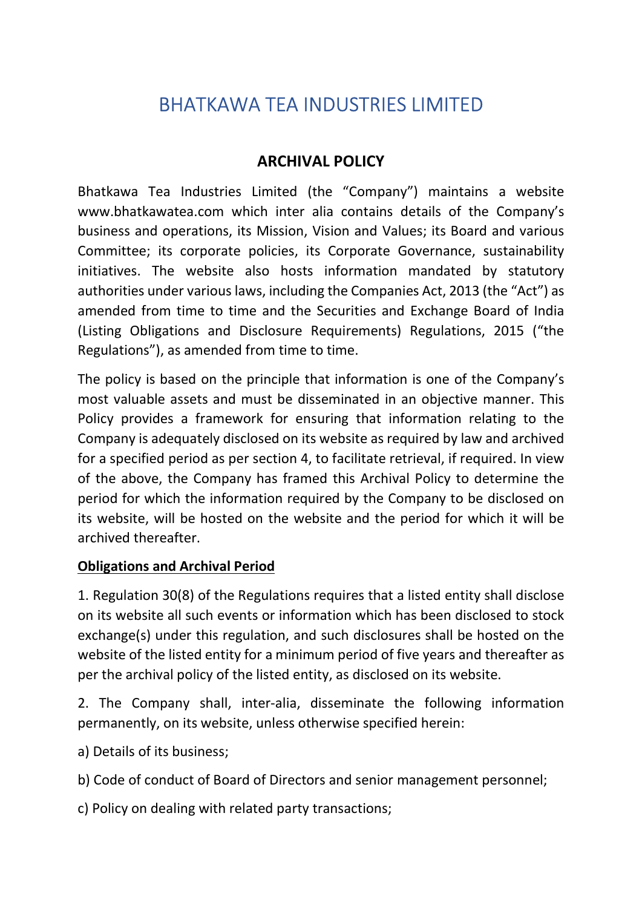# BHATKAWA TEA INDUSTRIES LIMITED

## ARCHIVAL POLICY

Bhatkawa Tea Industries Limited (the "Company") maintains a website www.bhatkawatea.com which inter alia contains details of the Company's business and operations, its Mission, Vision and Values; its Board and various Committee; its corporate policies, its Corporate Governance, sustainability initiatives. The website also hosts information mandated by statutory authorities under various laws, including the Companies Act, 2013 (the "Act") as amended from time to time and the Securities and Exchange Board of India (Listing Obligations and Disclosure Requirements) Regulations, 2015 ("the Regulations"), as amended from time to time.

The policy is based on the principle that information is one of the Company's most valuable assets and must be disseminated in an objective manner. This Policy provides a framework for ensuring that information relating to the Company is adequately disclosed on its website as required by law and archived for a specified period as per section 4, to facilitate retrieval, if required. In view of the above, the Company has framed this Archival Policy to determine the period for which the information required by the Company to be disclosed on its website, will be hosted on the website and the period for which it will be archived thereafter.

**<u>Obligations and Archival Period</u>**

1. Regulation 30(8) of the Regulations requires that a listed entity shall disclose on its website all such events or information which has been disclosed to stock exchange(s) under this regulation, and such disclosures shall be hosted on the website of the listed entity for a minimum period of five years and thereafter as per the archival policy of the listed entity, as disclosed on its website.

2. The Company shall, inter-alia, disseminate the following information permanently, on its website, unless otherwise specified herein:

a) Details of its business;

b) Code of conduct of Board of Directors and senior management personnel;

c) Policy on dealing with related party transactions;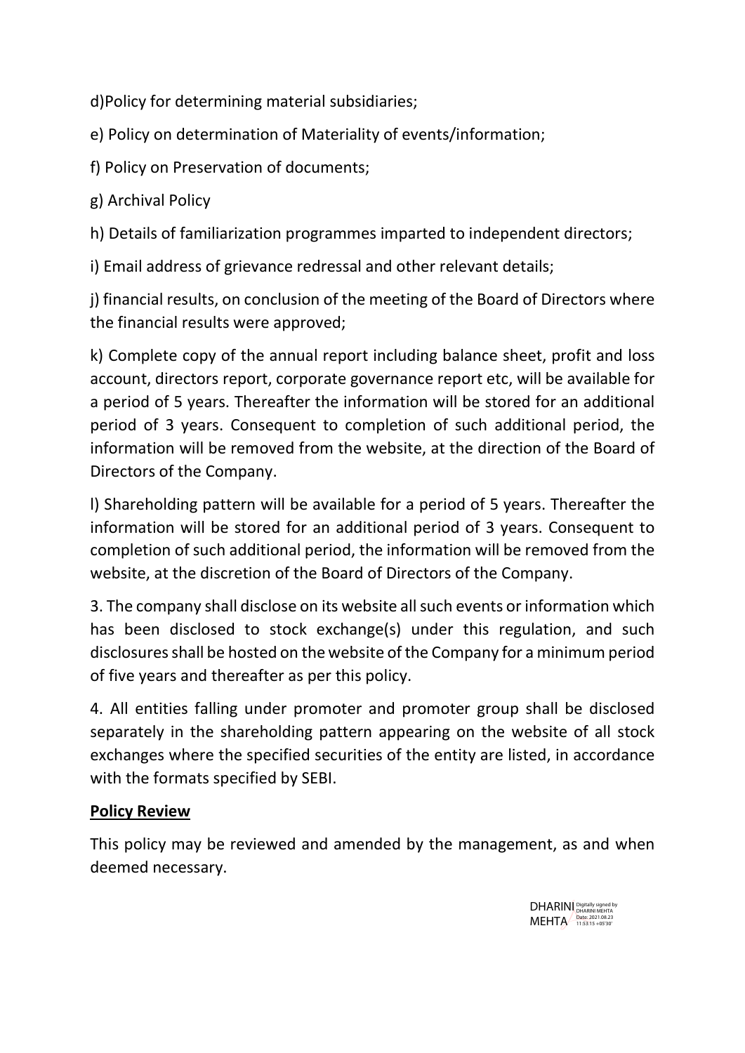d)Policy for determining material subsidiaries;

e) Policy on determination of Materiality of events/information;

f) Policy on Preservation of documents;

g) Archival Policy

h) Details of familiarization programmes imparted to independent directors;

i) Email address of grievance redressal and other relevant details;

j) financial results, on conclusion of the meeting of the Board of Directors where the financial results were approved;

k) Complete copy of the annual report including balance sheet, profit and loss account, directors report, corporate governance report etc, will be available for a period of 5 years. Thereafter the information will be stored for an additional period of 3 years. Consequent to completion of such additional period, the information will be removed from the website, at the direction of the Board of Directors of the Company.

l) Shareholding pattern will be available for a period of 5 years. Thereafter the information will be stored for an additional period of 3 years. Consequent to completion of such additional period, the information will be removed from the website, at the discretion of the Board of Directors of the Company.

3. The company shall disclose on its website all such events or information which has been disclosed to stock exchange(s) under this regulation, and such disclosures shall be hosted on the website of the Company for a minimum period of five years and thereafter as per this policy.

4. All entities falling under promoter and promoter group shall be disclosed separately in the shareholding pattern appearing on the website of all stock exchanges where the specified securities of the entity are listed, in accordance with the formats specified by SEBI.

**Policy Review**

This policy may be reviewed and amended by the management, as and when deemed necessary.

DHARINI MEHTA Digitally signed by DHARINI MEHTA Date: 2021.08.23 11:53:15 +05'30'